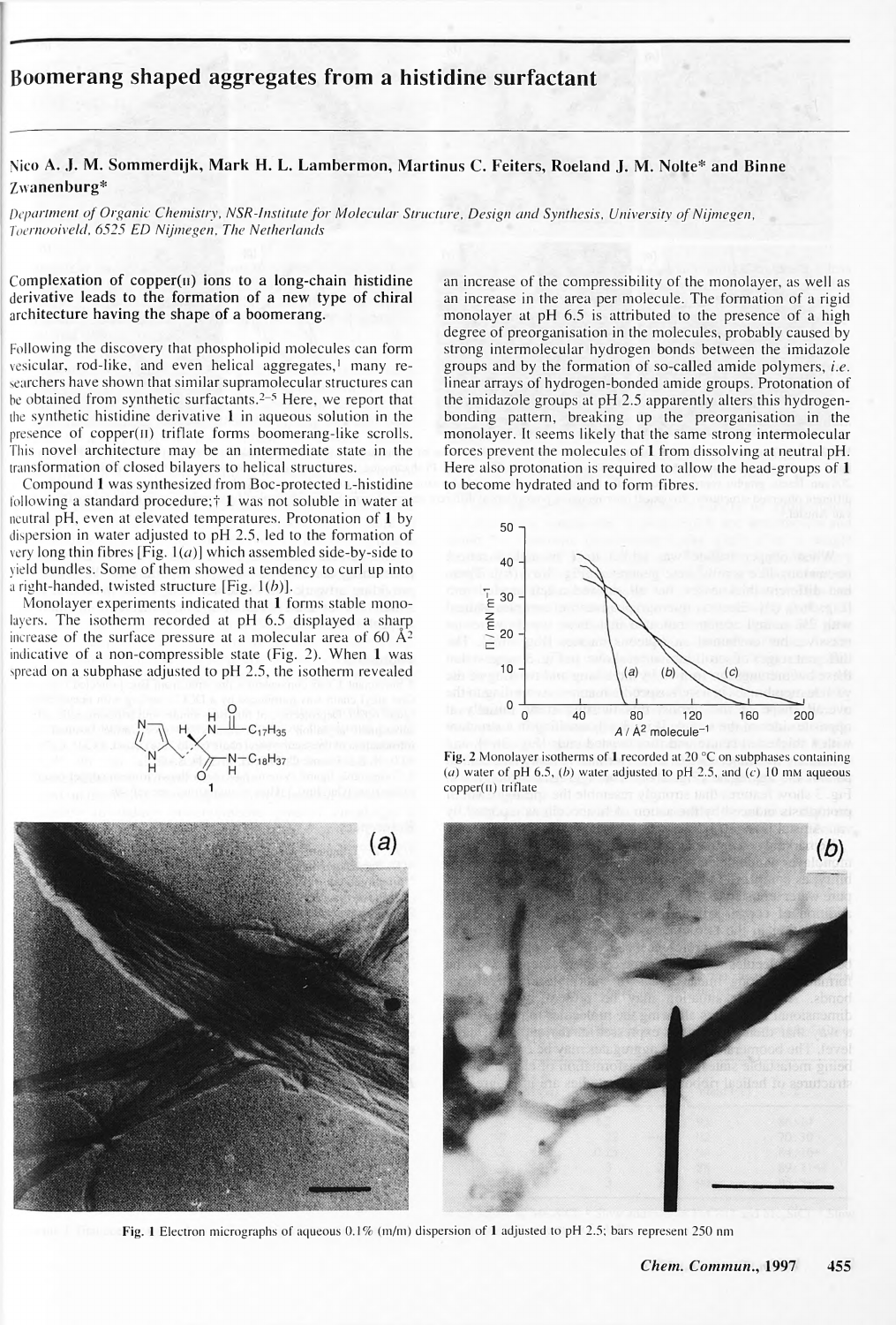# Boomerang shaped aggregates from a histidine surfactant

Nico A. J. M. Sommerdijk, Mark H. L. Lambermon, Martinus C. Feiters, Roeland J. M. Nolte* and Binne Zwanenburg*

*Department of Organic Chemistry, NSR-Institute for Molecular Structure, Design and Synthesis, University of Nijmegen, Toernooiveld, 6525 ED Nijmegen, The Netherlands*

**Complexation of copper(II) ions to a long-chain histidine derivative leads to the formation of a new type of chiral architecture having the shape of a boomerang.**

Following the discovery that phospholipid molecules can form vesicular, rod-like, and even helical aggregates,[1] many researchers have shown that similar supramolecular structures can be obtained from synthetic surfactants.[2–5] Here, we report that the synthetic histidine derivative **1** in aqueous solution in the presence of copper(II) triflate forms boomerang-like scrolls. This novel architecture may be an intermediate state in the transformation of closed bilayers to helical structures.

Compound **1** was synthesized from Boc-protected L-histidine following a standard procedure;† **1** was not soluble in water at neutral pH, even at elevated temperatures. Protonation of **1** by dispersion in water adjusted to pH 2.5, led to the formation of very long thin fibres [Fig. 1(*a*)] which assembled side-by-side to yield bundles. Some of them showed a tendency to curl up into a right-handed, twisted structure [Fig. 1(*b*)].

Monolayer experiments indicated that **1** forms stable monolayers. The isotherm recorded at pH 6.5 displayed a sharp increase of the surface pressure at a molecular area of 60 Å$^2$ indicative of a non-compressible state (Fig. 2). When **1** was spread on a subphase adjusted to pH 2.5, the isotherm revealed an increase of the compressibility of the monolayer, as well as an increase in the area per molecule. The formation of a rigid monolayer at pH 6.5 is attributed to the presence of a high degree of preorganisation in the molecules, probably caused by strong intermolecular hydrogen bonds between the imidazole groups and by the formation of so-called amide polymers, *i.e.* linear arrays of hydrogen-bonded amide groups. Protonation of the imidazole groups at pH 2.5 apparently alters this hydrogen-bonding pattern, breaking up the preorganisation in the monolayer. It seems likely that the same strong intermolecular forces prevent the molecules of **1** from dissolving at neutral pH. Here also protonation is required to allow the head-groups of **1** to become hydrated and to form fibres.

Fig. 2 Monolayer isotherms of **1** recorded at 20 °C on subphases containing (*a*) water of pH 6.5, (*b*) water adjusted to pH 2.5, and (*c*) 10 mM aqueous copper(II) triflate

Fig. 1 Electron micrographs of aqueous 0.1% (m/m) dispersion of **1** adjusted to pH 2.5; bars represent 250 nm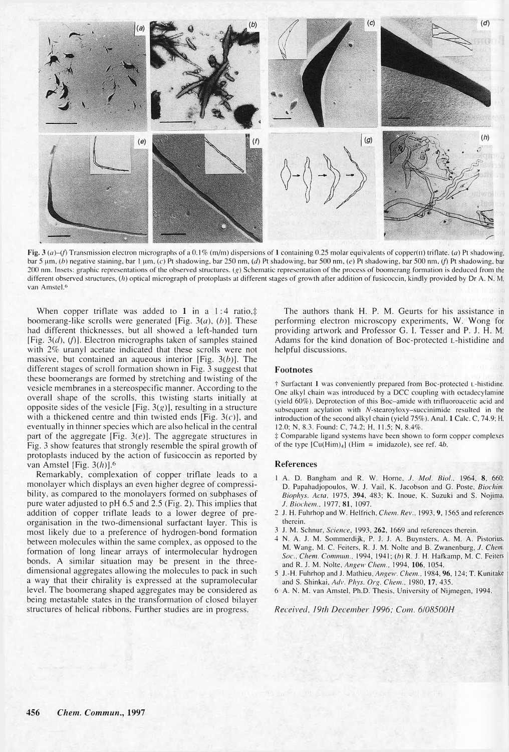**Fig. 3** (*a*)–(*f*) Transmission electron micrographs of a 0.1% (m/m) dispersions of **1** containing 0.25 molar equivalents of copper(II) triflate. (*a*) Pt shadowing, bar 5 μm, (*b*) negative staining, bar 1 μm, (*c*) Pt shadowing, bar 250 nm, (*d*) Pt shadowing, bar 500 nm, (*e*) Pt shadowing, bar 500 nm, (*f*) Pt shadowing, bar 200 nm. Insets: graphic representations of the observed structures. (*g*) Schematic representation of the process of boomerang formation is deduced from the different observed structures, (*h*) optical micrograph of protoplasts at different stages of growth after addition of fusicoccin, kindly provided by Dr A. N. M. van Amstel.[6]

When copper triflate was added to **1** in a 1:4 ratio,‡ boomerang-like scrolls were generated [Fig. 3(*a*), (*b*)]. These had different thicknesses, but all showed a left-handed turn [Fig. 3(*d*), (*f*)]. Electron micrographs taken of samples stained with 2% uranyl acetate indicated that these scrolls were not massive, but contained an aqueous interior [Fig. 3(*b*)]. The different stages of scroll formation shown in Fig. 3 suggest that these boomerangs are formed by stretching and twisting of the vesicle membranes in a stereospecific manner. According to the overall shape of the scrolls, this twisting starts initially at opposite sides of the vesicle [Fig. 3(*g*)], resulting in a structure with a thickened centre and thin twisted ends [Fig. 3(*c*)], and eventually in thinner species which are also helical in the central part of the aggregate [Fig. 3(*e*)]. The aggregate structures in Fig. 3 show features that strongly resemble the spiral growth of protoplasts induced by the action of fusicoccin as reported by van Amstel [Fig. 3(*h*)].[6]

Remarkably, complexation of copper triflate leads to a monolayer which displays an even higher degree of compressibility, as compared to the monolayers formed on subphases of pure water adjusted to pH 6.5 and 2.5 (Fig. 2). This implies that addition of copper triflate leads to a lower degree of pre-organisation in the two-dimensional surfactant layer. This is most likely due to a preference of hydrogen-bond formation between molecules within the same complex, as opposed to the formation of long linear arrays of intermolecular hydrogen bonds. A similar situation may be present in the three-dimensional aggregates allowing the molecules to pack in such a way that their chirality is expressed at the supramolecular level. The boomerang shaped aggregates may be considered as being metastable states in the transformation of closed bilayer structures of helical ribbons. Further studies are in progress.

The authors thank H. P. M. Geurts for his assistance in performing electron microscopy experiments, W. Wong for providing artwork and Professor G. I. Tesser and P. J. H. M. Adams for the kind donation of Boc-protected L-histidine and helpful discussions.

## Footnotes

† Surfactant **1** was conveniently prepared from Boc-protected L-histidine. One alkyl chain was introduced by a DCC coupling with octadecylamine (yield 60%). Deprotection of this Boc–amide with trifluoroacetic acid and subsequent acylation with *N*-stearoyloxy–succinimide resulted in the introduction of the second alkyl chain (yield 75%). Anal. **1** Calc. C, 74.9; H, 12.0; N, 8.3. Found: C, 74.2; H, 11.5; N, 8.4%.

‡ Comparable ligand systems have been shown to form copper complexes of the type $[Cu(Him)_4]$ (Him = imidazole), see ref. 4*b*.

## References

1. A. D. Bangham and R. W. Horne, *J. Mol. Biol.*, 1964, **8**, 660; D. Papahadjopoulos, W. J. Vail, K. Jacobson and G. Poste, *Biochim. Biophys. Acta*, 1975, **394**, 483; K. Inoue, K. Suzuki and S. Nojima, *J. Biochem.*, 1977, **81**, 1097.
2. J. H. Fuhrhop and W. Helfrich, *Chem. Rev.*, 1993, **9**, 1565 and references therein.
3. J. M. Schnur, *Science*, 1993, **262**, 1669 and references therein.
4. N. A. J. M. Sommerdijk, P. J. J. A. Buynsters, A. M. A. Pistorius, M. Wang, M. C. Feiters, R. J. M. Nolte and B. Zwanenburg, *J. Chem. Soc., Chem. Commun.*, 1994, 1941; (*b*) R. J. H. Hafkamp, M. C. Feiters and R. J. M. Nolte, *Angew Chem.*, 1994, **106**, 1054.
5. J.-H. Fuhrhop and J. Mathieu, *Angew. Chem.*, 1984, **96**, 124; T. Kunitake and S. Shinkai, *Adv. Phys. Org. Chem.*, 1980, **17**, 435.
6. A. N. M. van Amstel, Ph.D. Thesis, University of Nijmegen, 1994.

*Received, 19th December 1996; Com. 6/08500H*